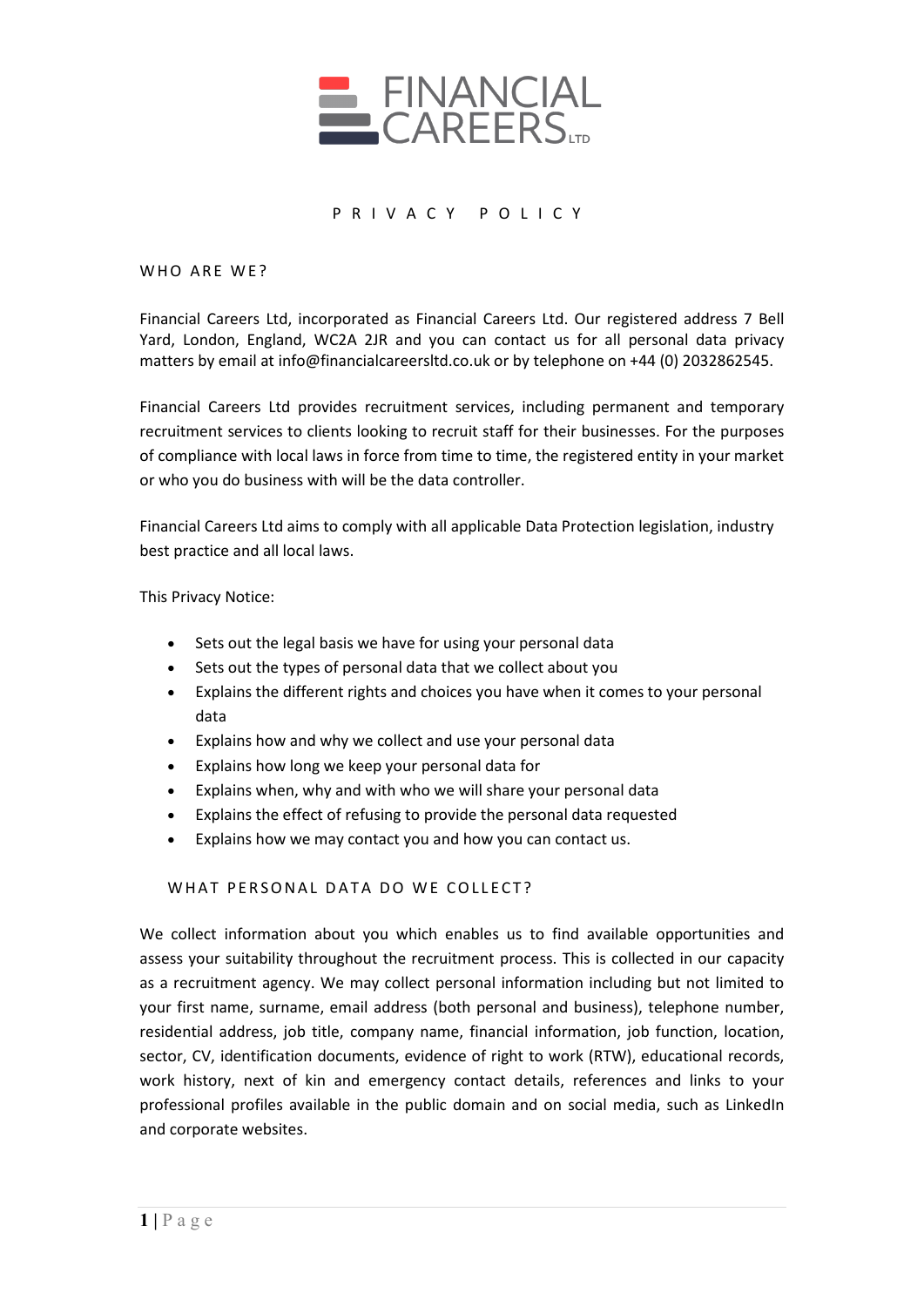FINANCIAL CAREERS LTD

# PRIVACY POLICY

## WHO ARE WE?

Financial Careers Ltd, incorporated as Financial Careers Ltd. Our registered address 7 Bell Yard, London, England, WC2A 2JR and you can contact us for all personal data privacy matters by email at info@financialcareersltd.co.uk or by telephone on +44 (0) 2032862545.

Financial Careers Ltd provides recruitment services, including permanent and temporary recruitment services to clients looking to recruit staff for their businesses. For the purposes of compliance with local laws in force from time to time, the registered entity in your market or who you do business with will be the data controller.

Financial Careers Ltd aims to comply with all applicable Data Protection legislation, industry best practice and all local laws.

This Privacy Notice:

- Sets out the legal basis we have for using your personal data
- Sets out the types of personal data that we collect about you
- Explains the different rights and choices you have when it comes to your personal data
- Explains how and why we collect and use your personal data
- Explains how long we keep your personal data for
- Explains when, why and with who we will share your personal data
- Explains the effect of refusing to provide the personal data requested
- Explains how we may contact you and how you can contact us.

## WHAT PERSONAL DATA DO WE COLLECT?

We collect information about you which enables us to find available opportunities and assess your suitability throughout the recruitment process. This is collected in our capacity as a recruitment agency. We may collect personal information including but not limited to your first name, surname, email address (both personal and business), telephone number, residential address, job title, company name, financial information, job function, location, sector, CV, identification documents, evidence of right to work (RTW), educational records, work history, next of kin and emergency contact details, references and links to your professional profiles available in the public domain and on social media, such as LinkedIn and corporate websites.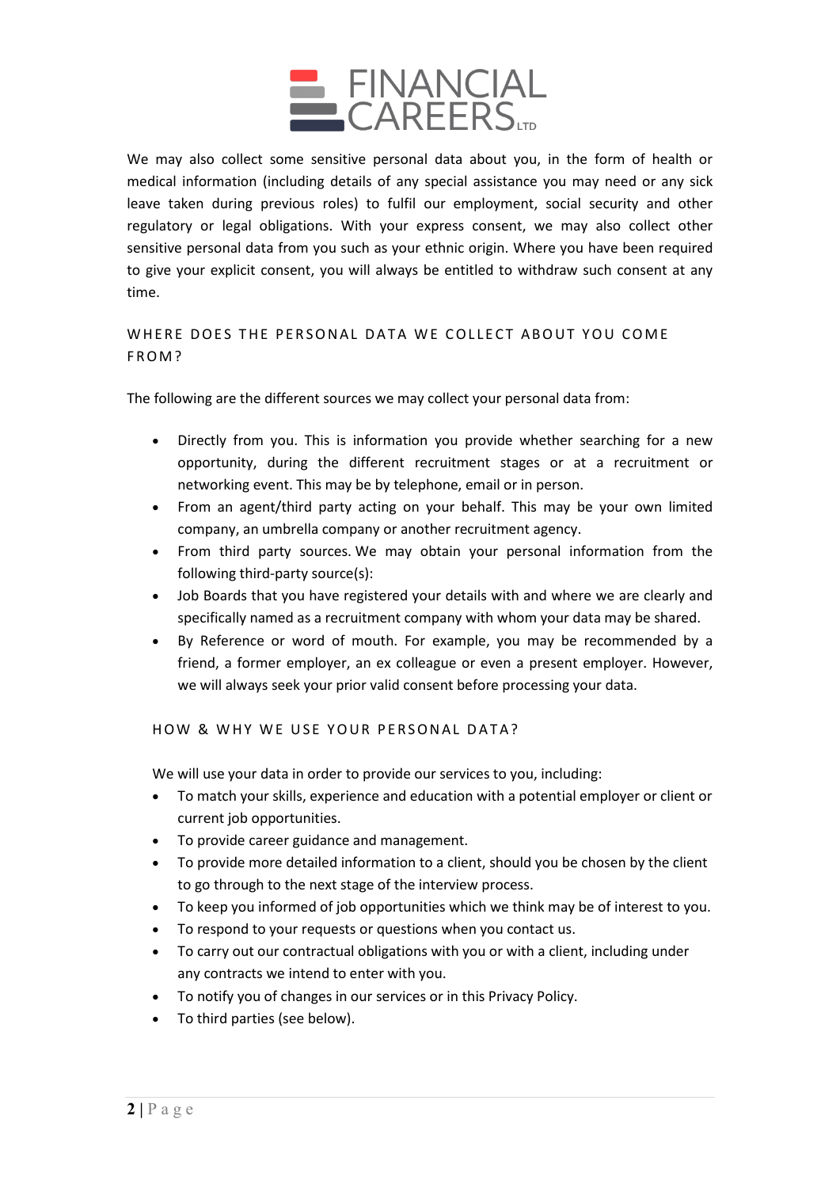We may also collect some sensitive personal data about you, in the form of health or medical information (including details of any special assistance you may need or any sick leave taken during previous roles) to fulfil our employment, social security and other regulatory or legal obligations. With your express consent, we may also collect other sensitive personal data from you such as your ethnic origin. Where you have been required to give your explicit consent, you will always be entitled to withdraw such consent at any time.

## WHERE DOES THE PERSONAL DATA WE COLLECT ABOUT YOU COME FROM?

The following are the different sources we may collect your personal data from:

- Directly from you. This is information you provide whether searching for a new opportunity, during the different recruitment stages or at a recruitment or networking event. This may be by telephone, email or in person.
- From an agent/third party acting on your behalf. This may be your own limited company, an umbrella company or another recruitment agency.
- From third party sources. We may obtain your personal information from the following third-party source(s):
- Job Boards that you have registered your details with and where we are clearly and specifically named as a recruitment company with whom your data may be shared.
- By Reference or word of mouth. For example, you may be recommended by a friend, a former employer, an ex colleague or even a present employer. However, we will always seek your prior valid consent before processing your data.

## HOW & WHY WE USE YOUR PERSONAL DATA?

We will use your data in order to provide our services to you, including:

- To match your skills, experience and education with a potential employer or client or current job opportunities.
- To provide career guidance and management.
- To provide more detailed information to a client, should you be chosen by the client to go through to the next stage of the interview process.
- To keep you informed of job opportunities which we think may be of interest to you.
- To respond to your requests or questions when you contact us.
- To carry out our contractual obligations with you or with a client, including under any contracts we intend to enter with you.
- To notify you of changes in our services or in this Privacy Policy.
- To third parties (see below).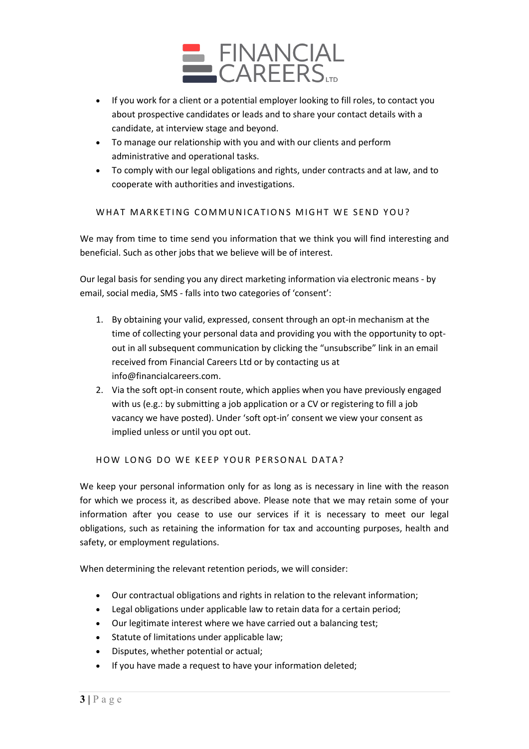- If you work for a client or a potential employer looking to fill roles, to contact you about prospective candidates or leads and to share your contact details with a candidate, at interview stage and beyond.
- To manage our relationship with you and with our clients and perform administrative and operational tasks.
- To comply with our legal obligations and rights, under contracts and at law, and to cooperate with authorities and investigations.

## WHAT MARKETING COMMUNICATIONS MIGHT WE SEND YOU?

We may from time to time send you information that we think you will find interesting and beneficial. Such as other jobs that we believe will be of interest.

Our legal basis for sending you any direct marketing information via electronic means - by email, social media, SMS - falls into two categories of 'consent':

1. By obtaining your valid, expressed, consent through an opt-in mechanism at the time of collecting your personal data and providing you with the opportunity to opt-out in all subsequent communication by clicking the "unsubscribe" link in an email received from Financial Careers Ltd or by contacting us at info@financialcareers.com.
2. Via the soft opt-in consent route, which applies when you have previously engaged with us (e.g.: by submitting a job application or a CV or registering to fill a job vacancy we have posted). Under 'soft opt-in' consent we view your consent as implied unless or until you opt out.

## HOW LONG DO WE KEEP YOUR PERSONAL DATA?

We keep your personal information only for as long as is necessary in line with the reason for which we process it, as described above. Please note that we may retain some of your information after you cease to use our services if it is necessary to meet our legal obligations, such as retaining the information for tax and accounting purposes, health and safety, or employment regulations.

When determining the relevant retention periods, we will consider:

- Our contractual obligations and rights in relation to the relevant information;
- Legal obligations under applicable law to retain data for a certain period;
- Our legitimate interest where we have carried out a balancing test;
- Statute of limitations under applicable law;
- Disputes, whether potential or actual;
- If you have made a request to have your information deleted;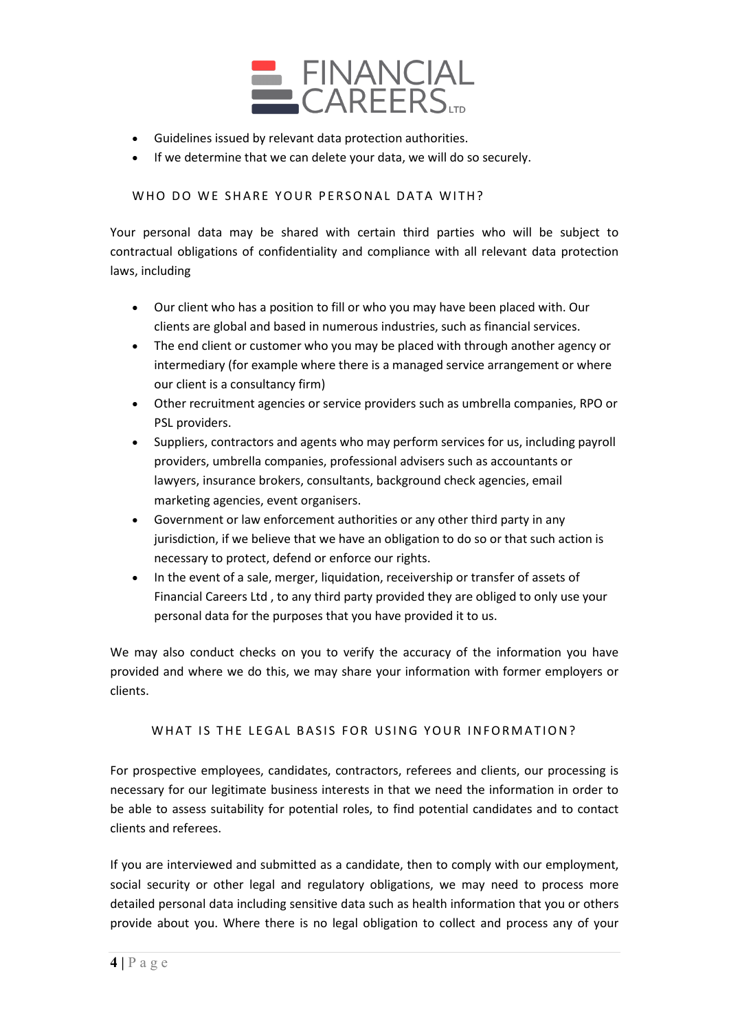- Guidelines issued by relevant data protection authorities.
- If we determine that we can delete your data, we will do so securely.

## WHO DO WE SHARE YOUR PERSONAL DATA WITH?

Your personal data may be shared with certain third parties who will be subject to contractual obligations of confidentiality and compliance with all relevant data protection laws, including

- Our client who has a position to fill or who you may have been placed with. Our clients are global and based in numerous industries, such as financial services.
- The end client or customer who you may be placed with through another agency or intermediary (for example where there is a managed service arrangement or where our client is a consultancy firm)
- Other recruitment agencies or service providers such as umbrella companies, RPO or PSL providers.
- Suppliers, contractors and agents who may perform services for us, including payroll providers, umbrella companies, professional advisers such as accountants or lawyers, insurance brokers, consultants, background check agencies, email marketing agencies, event organisers.
- Government or law enforcement authorities or any other third party in any jurisdiction, if we believe that we have an obligation to do so or that such action is necessary to protect, defend or enforce our rights.
- In the event of a sale, merger, liquidation, receivership or transfer of assets of Financial Careers Ltd , to any third party provided they are obliged to only use your personal data for the purposes that you have provided it to us.

We may also conduct checks on you to verify the accuracy of the information you have provided and where we do this, we may share your information with former employers or clients.

## WHAT IS THE LEGAL BASIS FOR USING YOUR INFORMATION?

For prospective employees, candidates, contractors, referees and clients, our processing is necessary for our legitimate business interests in that we need the information in order to be able to assess suitability for potential roles, to find potential candidates and to contact clients and referees.

If you are interviewed and submitted as a candidate, then to comply with our employment, social security or other legal and regulatory obligations, we may need to process more detailed personal data including sensitive data such as health information that you or others provide about you. Where there is no legal obligation to collect and process any of your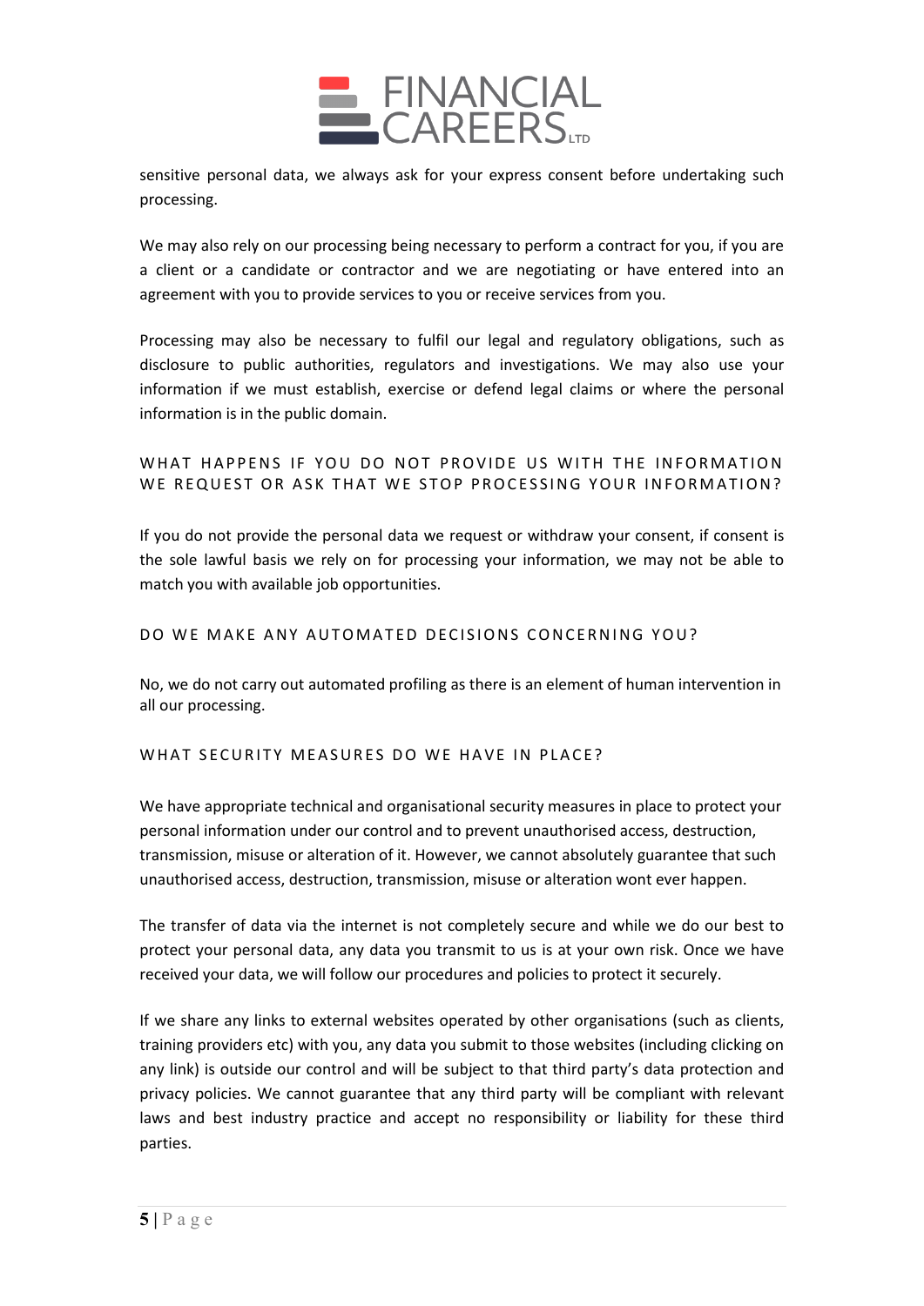sensitive personal data, we always ask for your express consent before undertaking such processing.

We may also rely on our processing being necessary to perform a contract for you, if you are a client or a candidate or contractor and we are negotiating or have entered into an agreement with you to provide services to you or receive services from you.

Processing may also be necessary to fulfil our legal and regulatory obligations, such as disclosure to public authorities, regulators and investigations. We may also use your information if we must establish, exercise or defend legal claims or where the personal information is in the public domain.

## WHAT HAPPENS IF YOU DO NOT PROVIDE US WITH THE INFORMATION WE REQUEST OR ASK THAT WE STOP PROCESSING YOUR INFORMATION?

If you do not provide the personal data we request or withdraw your consent, if consent is the sole lawful basis we rely on for processing your information, we may not be able to match you with available job opportunities.

## DO WE MAKE ANY AUTOMATED DECISIONS CONCERNING YOU?

No, we do not carry out automated profiling as there is an element of human intervention in all our processing.

## WHAT SECURITY MEASURES DO WE HAVE IN PLACE?

We have appropriate technical and organisational security measures in place to protect your personal information under our control and to prevent unauthorised access, destruction, transmission, misuse or alteration of it. However, we cannot absolutely guarantee that such unauthorised access, destruction, transmission, misuse or alteration wont ever happen.

The transfer of data via the internet is not completely secure and while we do our best to protect your personal data, any data you transmit to us is at your own risk. Once we have received your data, we will follow our procedures and policies to protect it securely.

If we share any links to external websites operated by other organisations (such as clients, training providers etc) with you, any data you submit to those websites (including clicking on any link) is outside our control and will be subject to that third party's data protection and privacy policies. We cannot guarantee that any third party will be compliant with relevant laws and best industry practice and accept no responsibility or liability for these third parties.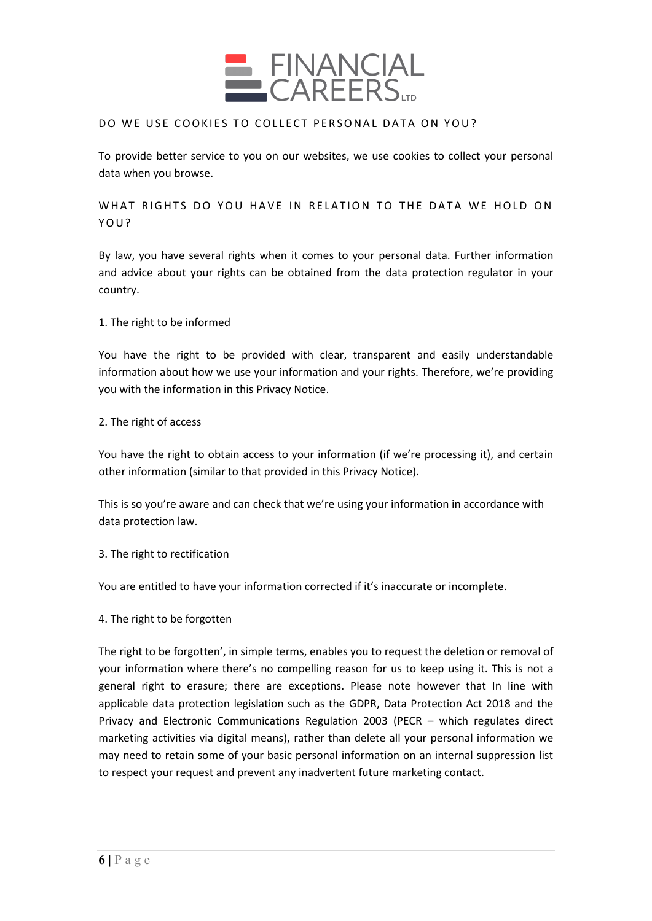## DO WE USE COOKIES TO COLLECT PERSONAL DATA ON YOU?

To provide better service to you on our websites, we use cookies to collect your personal data when you browse.

## WHAT RIGHTS DO YOU HAVE IN RELATION TO THE DATA WE HOLD ON YOU?

By law, you have several rights when it comes to your personal data. Further information and advice about your rights can be obtained from the data protection regulator in your country.

1. The right to be informed

You have the right to be provided with clear, transparent and easily understandable information about how we use your information and your rights. Therefore, we're providing you with the information in this Privacy Notice.

2. The right of access

You have the right to obtain access to your information (if we're processing it), and certain other information (similar to that provided in this Privacy Notice).

This is so you're aware and can check that we're using your information in accordance with data protection law.

3. The right to rectification

You are entitled to have your information corrected if it's inaccurate or incomplete.

4. The right to be forgotten

The right to be forgotten', in simple terms, enables you to request the deletion or removal of your information where there's no compelling reason for us to keep using it. This is not a general right to erasure; there are exceptions. Please note however that In line with applicable data protection legislation such as the GDPR, Data Protection Act 2018 and the Privacy and Electronic Communications Regulation 2003 (PECR – which regulates direct marketing activities via digital means), rather than delete all your personal information we may need to retain some of your basic personal information on an internal suppression list to respect your request and prevent any inadvertent future marketing contact.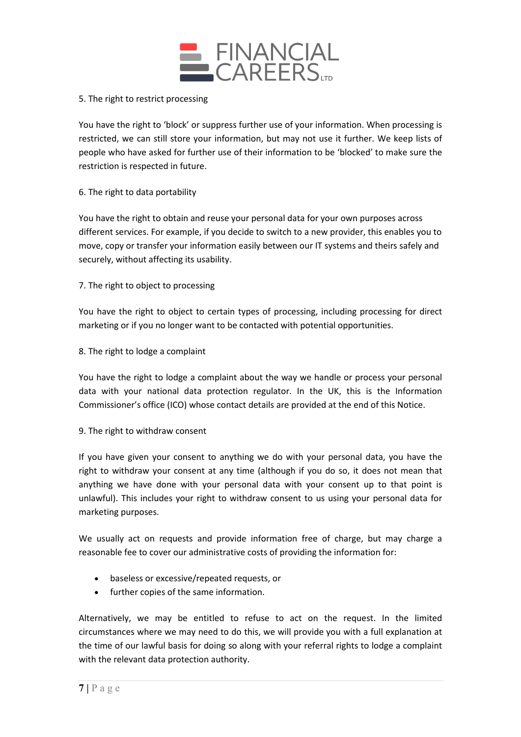5. The right to restrict processing

You have the right to 'block' or suppress further use of your information. When processing is restricted, we can still store your information, but may not use it further. We keep lists of people who have asked for further use of their information to be 'blocked' to make sure the restriction is respected in future.

6. The right to data portability

You have the right to obtain and reuse your personal data for your own purposes across different services. For example, if you decide to switch to a new provider, this enables you to move, copy or transfer your information easily between our IT systems and theirs safely and securely, without affecting its usability.

7. The right to object to processing

You have the right to object to certain types of processing, including processing for direct marketing or if you no longer want to be contacted with potential opportunities.

8. The right to lodge a complaint

You have the right to lodge a complaint about the way we handle or process your personal data with your national data protection regulator. In the UK, this is the Information Commissioner's office (ICO) whose contact details are provided at the end of this Notice.

9. The right to withdraw consent

If you have given your consent to anything we do with your personal data, you have the right to withdraw your consent at any time (although if you do so, it does not mean that anything we have done with your personal data with your consent up to that point is unlawful). This includes your right to withdraw consent to us using your personal data for marketing purposes.

We usually act on requests and provide information free of charge, but may charge a reasonable fee to cover our administrative costs of providing the information for:

- baseless or excessive/repeated requests, or
- further copies of the same information.

Alternatively, we may be entitled to refuse to act on the request. In the limited circumstances where we may need to do this, we will provide you with a full explanation at the time of our lawful basis for doing so along with your referral rights to lodge a complaint with the relevant data protection authority.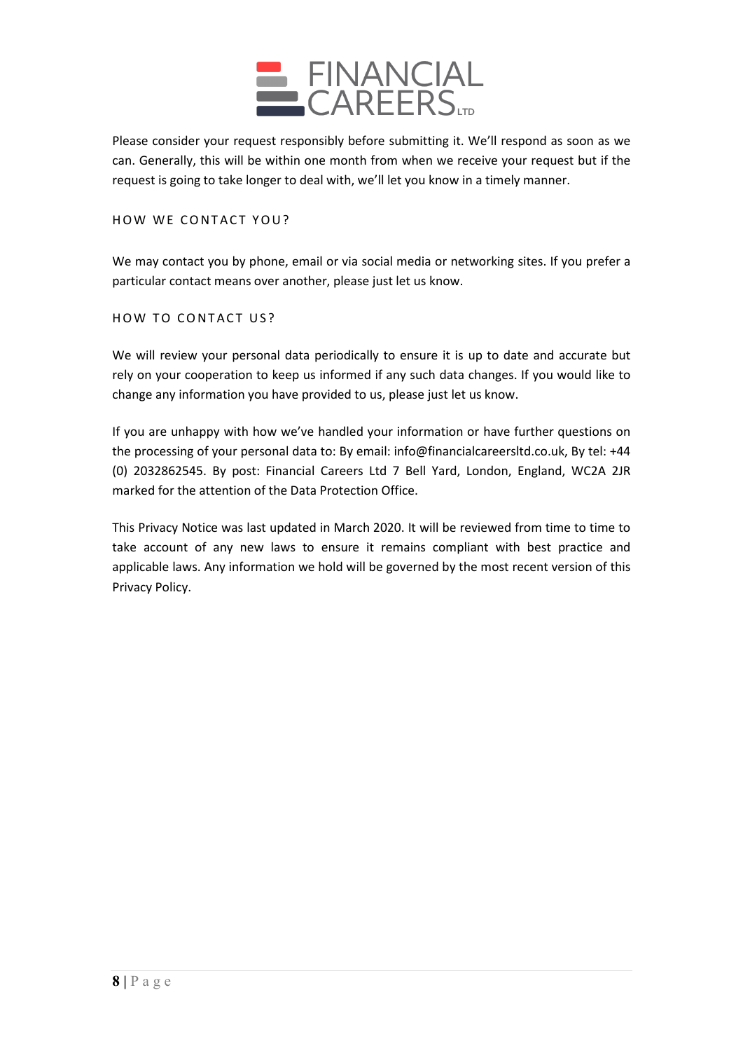Please consider your request responsibly before submitting it. We'll respond as soon as we can. Generally, this will be within one month from when we receive your request but if the request is going to take longer to deal with, we'll let you know in a timely manner.

## HOW WE CONTACT YOU?

We may contact you by phone, email or via social media or networking sites. If you prefer a particular contact means over another, please just let us know.

## HOW TO CONTACT US?

We will review your personal data periodically to ensure it is up to date and accurate but rely on your cooperation to keep us informed if any such data changes. If you would like to change any information you have provided to us, please just let us know.

If you are unhappy with how we've handled your information or have further questions on the processing of your personal data to: By email: info@financialcareersltd.co.uk, By tel: +44 (0) 2032862545. By post: Financial Careers Ltd 7 Bell Yard, London, England, WC2A 2JR marked for the attention of the Data Protection Office.

This Privacy Notice was last updated in March 2020. It will be reviewed from time to time to take account of any new laws to ensure it remains compliant with best practice and applicable laws. Any information we hold will be governed by the most recent version of this Privacy Policy.